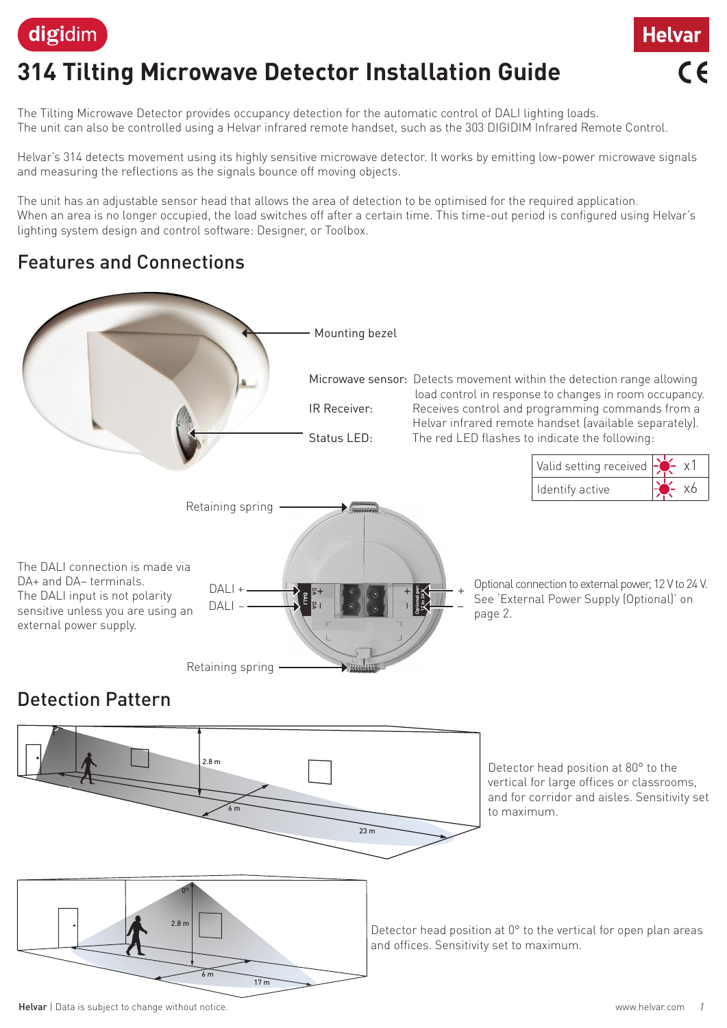# 314 Tilting Microwave Detector Installation Guide

The Tilting Microwave Detector provides occupancy detection for the automatic control of DALI lighting loads. The unit can also be controlled using a Helvar infrared remote handset, such as the 303 DIGIDIM Infrared Remote Control.

Helvar's 314 detects movement using its highly sensitive microwave detector. It works by emitting low-power microwave signals and measuring the reflections as the signals bounce off moving objects.

The unit has an adjustable sensor head that allows the area of detection to be optimised for the required application. When an area is no longer occupied, the load switches off after a certain time. This time-out period is configured using Helvar's lighting system design and control software: Designer, or Toolbox.

## Features and Connections

Mounting bezel

Microwave sensor: Detects movement within the detection range allowing load control in response to changes in room occupancy.

IR Receiver: Receives control and programming commands from a Helvar infrared remote handset (available separately).

Status LED: The red LED flashes to indicate the following:

| | |
|---|---|
| Valid setting received | x1 |
| Identify active | x6 |

Retaining spring

DALI +

DALI –

Retaining spring

The DALI connection is made via DA+ and DA– terminals. The DALI input is not polarity sensitive unless you are using an external power supply.

Optional connection to external power, 12 V to 24 V. See 'External Power Supply (Optional)' on page 2.

## Detection Pattern

2.8 m

6 m

23 m

Detector head position at 80° to the vertical for large offices or classrooms, and for corridor and aisles. Sensitivity set to maximum.

0°

2.8 m

6 m

17 m

Detector head position at 0° to the vertical for open plan areas and offices. Sensitivity set to maximum.

Helvar | Data is subject to change without notice.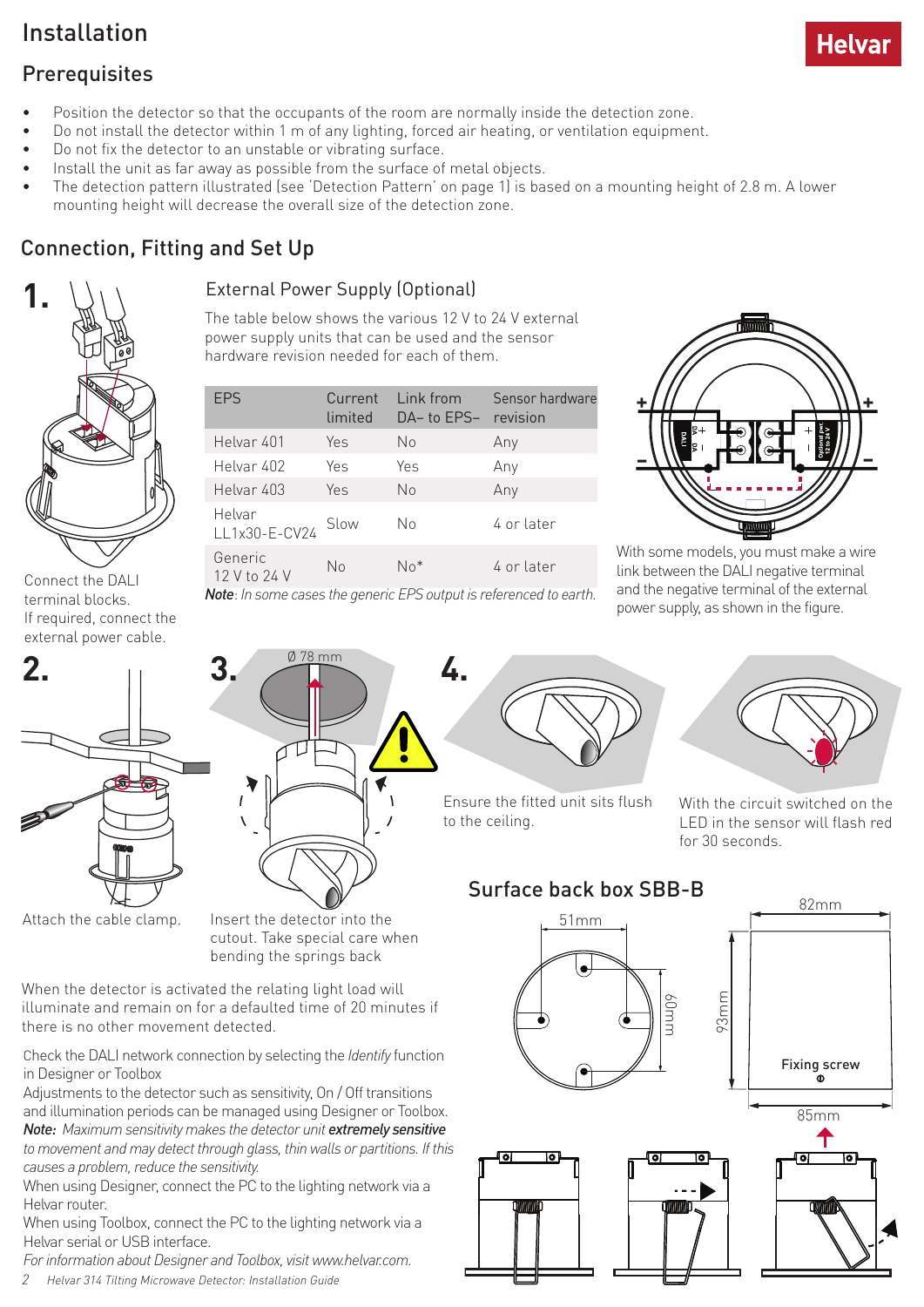# Installation

## Prerequisites

- Position the detector so that the occupants of the room are normally inside the detection zone.
- Do not install the detector within 1 m of any lighting, forced air heating, or ventilation equipment.
- Do not fix the detector to an unstable or vibrating surface.
- Install the unit as far away as possible from the surface of metal objects.
- The detection pattern illustrated (see 'Detection Pattern' on page 1) is based on a mounting height of 2.8 m. A lower mounting height will decrease the overall size of the detection zone.

## Connection, Fitting and Set Up

**1.**

Connect the DALI terminal blocks.
If required, connect the external power cable.

### External Power Supply (Optional)

The table below shows the various 12 V to 24 V external power supply units that can be used and the sensor hardware revision needed for each of them.

| EPS | Current limited | Link from DA– to EPS– | Sensor hardware revision |
|---|---|---|---|
| Helvar 401 | Yes | No | Any |
| Helvar 402 | Yes | Yes | Any |
| Helvar 403 | Yes | No | Any |
| Helvar LL1x30-E-CV24 | Slow | No | 4 or later |
| Generic 12 V to 24 V | No | No* | 4 or later |

*Note*: *In some cases the generic EPS output is referenced to earth.*

With some models, you must make a wire link between the DALI negative terminal and the negative terminal of the external power supply, as shown in the figure.

**2.**

Attach the cable clamp.

**3.**

Ø 78 mm

Insert the detector into the cutout. Take special care when bending the springs back

**4.**

Ensure the fitted unit sits flush to the ceiling.

With the circuit switched on the LED in the sensor will flash red for 30 seconds.

When the detector is activated the relating light load will illuminate and remain on for a defaulted time of 20 minutes if there is no other movement detected.

Check the DALI network connection by selecting the *Identify* function in Designer or Toolbox

Adjustments to the detector such as sensitivity, On / Off transitions and illumination periods can be managed using Designer or Toolbox.

***Note:*** *Maximum sensitivity makes the detector unit* ***extremely sensitive*** *to movement and may detect through glass, thin walls or partitions. If this causes a problem, reduce the sensitivity.*

When using Designer, connect the PC to the lighting network via a Helvar router.

When using Toolbox, connect the PC to the lighting network via a Helvar serial or USB interface.

*For information about Designer and Toolbox, visit www.helvar.com.*

## Surface back box SBB-B

51mm
60mm
82mm
93mm
Fixing screw
85mm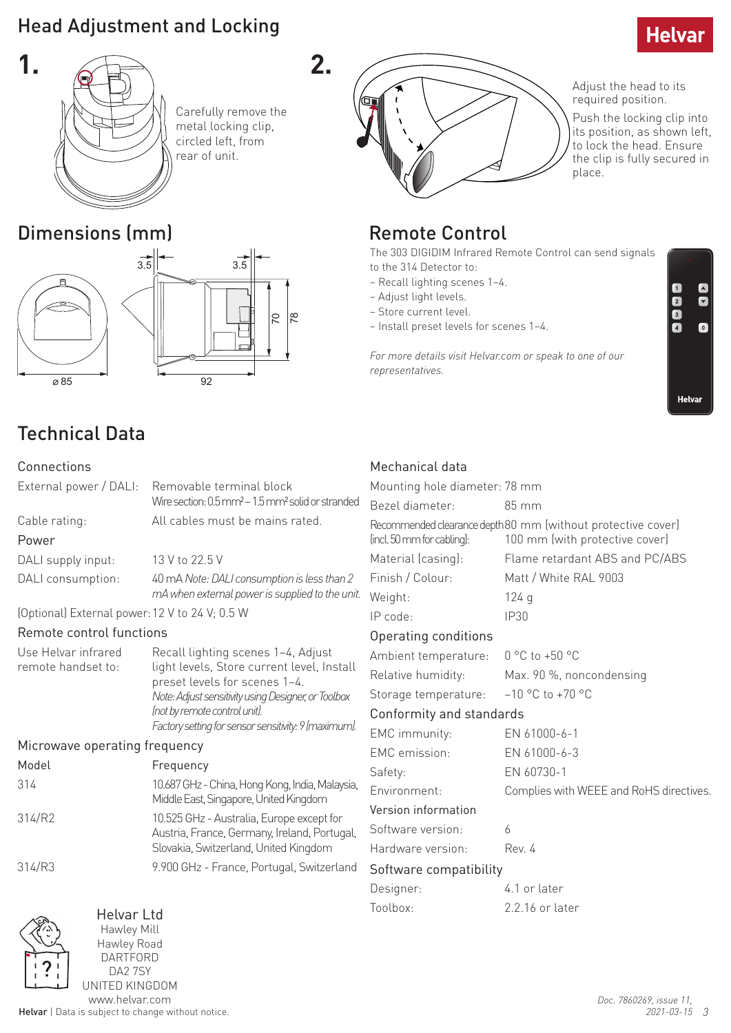# Head Adjustment and Locking

**1.**

Carefully remove the metal locking clip, circled left, from rear of unit.

**2.**

Adjust the head to its required position.

Push the locking clip into its position, as shown left, to lock the head. Ensure the clip is fully secured in place.

## Dimensions (mm)

3.5
3.5
70
78
⌀ 85
92

## Remote Control

The 303 DIGIDIM Infrared Remote Control can send signals to the 314 Detector to:

- Recall lighting scenes 1–4.
- Adjust light levels.
- Store current level.
- Install preset levels for scenes 1–4.

*For more details visit Helvar.com or speak to one of our representatives.*

## Technical Data

### Connections

| | |
|---|---|
| External power / DALI: | Removable terminal block<br>Wire section: 0.5 mm² – 1.5 mm² solid or stranded |
| Cable rating: | All cables must be mains rated. |

### Power

| | |
|---|---|
| DALI supply input: | 13 V to 22.5 V |
| DALI consumption: | 40 mA *Note: DALI consumption is less than 2 mA when external power is supplied to the unit.* |
| (Optional) External power: | 12 V to 24 V; 0.5 W |

### Remote control functions

| | |
|---|---|
| Use Helvar infrared remote handset to: | Recall lighting scenes 1–4, Adjust light levels, Store current level, Install preset levels for scenes 1–4.<br>*Note: Adjust sensitivity using Designer, or Toolbox (not by remote control unit).*<br>*Factory setting for sensor sensitivity: 9 (maximum).* |

### Microwave operating frequency

| Model | Frequency |
|---|---|
| 314 | 10.687 GHz - China, Hong Kong, India, Malaysia, Middle East, Singapore, United Kingdom |
| 314/R2 | 10.525 GHz - Australia, Europe except for Austria, France, Germany, Ireland, Portugal, Slovakia, Switzerland, United Kingdom |
| 314/R3 | 9.900 GHz - France, Portugal, Switzerland |

### Mechanical data

| | |
|---|---|
| Mounting hole diameter: | 78 mm |
| Bezel diameter: | 85 mm |
| Recommended clearance depth (incl. 50 mm for cabling): | 80 mm (without protective cover)<br>100 mm (with protective cover) |
| Material (casing): | Flame retardant ABS and PC/ABS |
| Finish / Colour: | Matt / White RAL 9003 |
| Weight: | 124 g |
| IP code: | IP30 |

### Operating conditions

| | |
|---|---|
| Ambient temperature: | 0 °C to +50 °C |
| Relative humidity: | Max. 90 %, noncondensing |
| Storage temperature: | –10 °C to +70 °C |

### Conformity and standards

| | |
|---|---|
| EMC immunity: | EN 61000-6-1 |
| EMC emission: | EN 61000-6-3 |
| Safety: | EN 60730-1 |
| Environment: | Complies with WEEE and RoHS directives. |

### Version information

| | |
|---|---|
| Software version: | 6 |
| Hardware version: | Rev. 4 |

### Software compatibility

| | |
|---|---|
| Designer: | 4.1 or later |
| Toolbox: | 2.2.16 or later |

Helvar Ltd
Hawley Mill
Hawley Road
DARTFORD
DA2 7SY
UNITED KINGDOM
www.helvar.com

**Helvar** | Data is subject to change without notice.

*Doc. 7860269, issue 11, 2021-03-15*